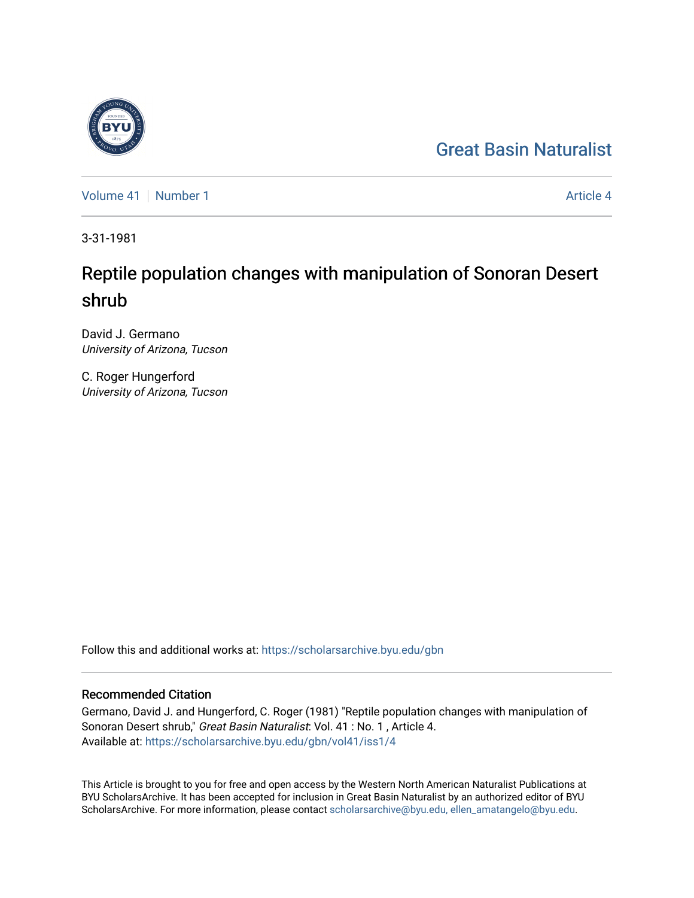Great Basin Naturalist

Volume 41 | Number 1 | Article 4

3-31-1981

# Reptile population changes with manipulation of Sonoran Desert shrub

David J. Germano
*University of Arizona, Tucson*

C. Roger Hungerford
*University of Arizona, Tucson*

Follow this and additional works at: https://scholarsarchive.byu.edu/gbn

## Recommended Citation

Germano, David J. and Hungerford, C. Roger (1981) "Reptile population changes with manipulation of Sonoran Desert shrub," *Great Basin Naturalist*: Vol. 41 : No. 1 , Article 4.
Available at: https://scholarsarchive.byu.edu/gbn/vol41/iss1/4

This Article is brought to you for free and open access by the Western North American Naturalist Publications at BYU ScholarsArchive. It has been accepted for inclusion in Great Basin Naturalist by an authorized editor of BYU ScholarsArchive. For more information, please contact scholarsarchive@byu.edu, ellen_amatangelo@byu.edu.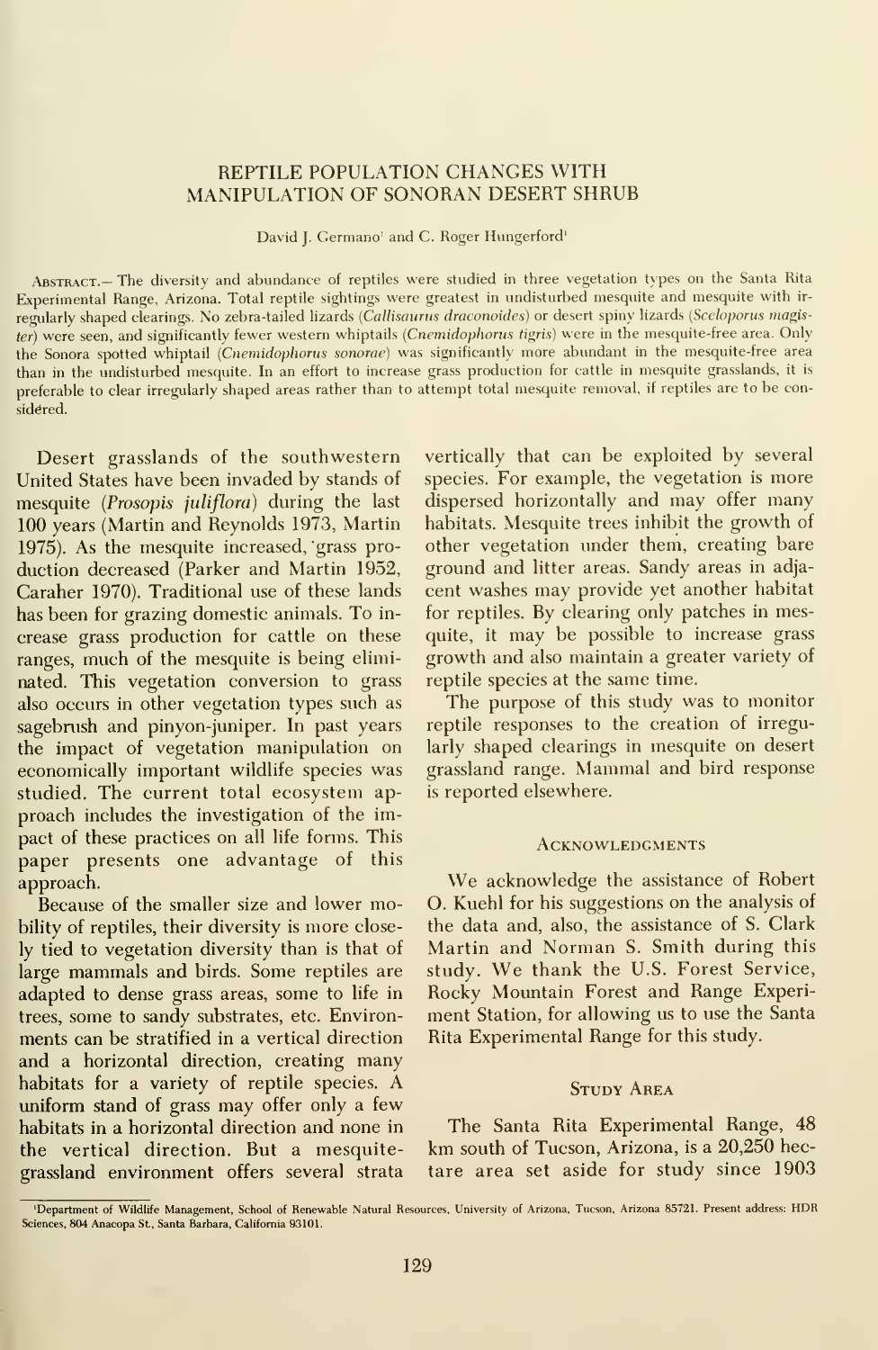# REPTILE POPULATION CHANGES WITH MANIPULATION OF SONORAN DESERT SHRUB

David J. Germano[1] and C. Roger Hungerford[1]

ABSTRACT.— The diversity and abundance of reptiles were studied in three vegetation types on the Santa Rita Experimental Range, Arizona. Total reptile sightings were greatest in undisturbed mesquite and mesquite with irregularly shaped clearings. No zebra-tailed lizards (*Callisaurus draconoides*) or desert spiny lizards (*Sceloporus magister*) were seen, and significantly fewer western whiptails (*Cnemidophorus tigris*) were in the mesquite-free area. Only the Sonora spotted whiptail (*Cnemidophorus sonorae*) was significantly more abundant in the mesquite-free area than in the undisturbed mesquite. In an effort to increase grass production for cattle in mesquite grasslands, it is preferable to clear irregularly shaped areas rather than to attempt total mesquite removal, if reptiles are to be considered.

Desert grasslands of the southwestern United States have been invaded by stands of mesquite (*Prosopis juliflora*) during the last 100 years (Martin and Reynolds 1973, Martin 1975). As the mesquite increased, grass production decreased (Parker and Martin 1952, Caraher 1970). Traditional use of these lands has been for grazing domestic animals. To increase grass production for cattle on these ranges, much of the mesquite is being eliminated. This vegetation conversion to grass also occurs in other vegetation types such as sagebrush and pinyon-juniper. In past years the impact of vegetation manipulation on economically important wildlife species was studied. The current total ecosystem approach includes the investigation of the impact of these practices on all life forms. This paper presents one advantage of this approach.

Because of the smaller size and lower mobility of reptiles, their diversity is more closely tied to vegetation diversity than is that of large mammals and birds. Some reptiles are adapted to dense grass areas, some to life in trees, some to sandy substrates, etc. Environments can be stratified in a vertical direction and a horizontal direction, creating many habitats for a variety of reptile species. A uniform stand of grass may offer only a few habitats in a horizontal direction and none in the vertical direction. But a mesquite-grassland environment offers several strata vertically that can be exploited by several species. For example, the vegetation is more dispersed horizontally and may offer many habitats. Mesquite trees inhibit the growth of other vegetation under them, creating bare ground and litter areas. Sandy areas in adjacent washes may provide yet another habitat for reptiles. By clearing only patches in mesquite, it may be possible to increase grass growth and also maintain a greater variety of reptile species at the same time.

The purpose of this study was to monitor reptile responses to the creation of irregularly shaped clearings in mesquite on desert grassland range. Mammal and bird response is reported elsewhere.

## ACKNOWLEDGMENTS

We acknowledge the assistance of Robert O. Kuehl for his suggestions on the analysis of the data and, also, the assistance of S. Clark Martin and Norman S. Smith during this study. We thank the U.S. Forest Service, Rocky Mountain Forest and Range Experiment Station, for allowing us to use the Santa Rita Experimental Range for this study.

## STUDY AREA

The Santa Rita Experimental Range, 48 km south of Tucson, Arizona, is a 20,250 hectare area set aside for study since 1903

[1]Department of Wildlife Management, School of Renewable Natural Resources, University of Arizona, Tucson, Arizona 85721. Present address: HDR Sciences, 804 Anacopa St., Santa Barbara, California 93101.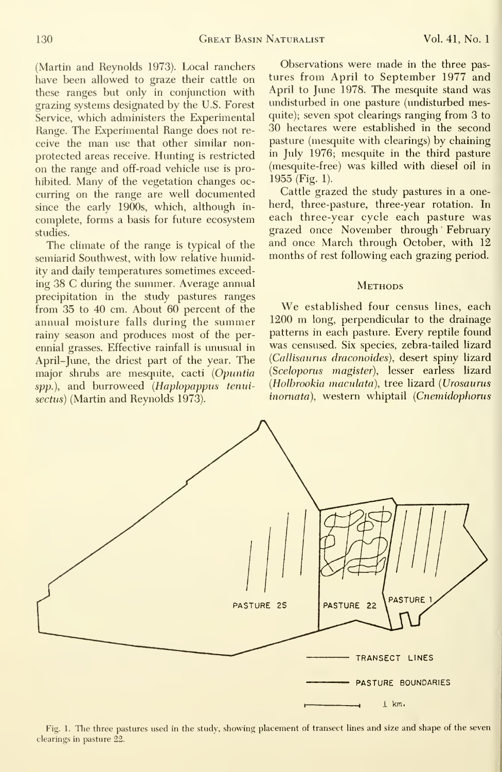(Martin and Reynolds 1973). Local ranchers have been allowed to graze their cattle on these ranges but only in conjunction with grazing systems designated by the U.S. Forest Service, which administers the Experimental Range. The Experimental Range does not receive the man use that other similar non-protected areas receive. Hunting is restricted on the range and off-road vehicle use is prohibited. Many of the vegetation changes occurring on the range are well documented since the early 1900s, which, although incomplete, forms a basis for future ecosystem studies.

The climate of the range is typical of the semiarid Southwest, with low relative humidity and daily temperatures sometimes exceeding 38 C during the summer. Average annual precipitation in the study pastures ranges from 35 to 40 cm. About 60 percent of the annual moisture falls during the summer rainy season and produces most of the perennial grasses. Effective rainfall is unusual in April–June, the driest part of the year. The major shrubs are mesquite, cacti (*Opuntia* spp.), and burroweed (*Haplopappus tenuisectus*) (Martin and Reynolds 1973).

Observations were made in the three pastures from April to September 1977 and April to June 1978. The mesquite stand was undisturbed in one pasture (undisturbed mesquite); seven spot clearings ranging from 3 to 30 hectares were established in the second pasture (mesquite with clearings) by chaining in July 1976; mesquite in the third pasture (mesquite-free) was killed with diesel oil in 1955 (Fig. 1).

Cattle grazed the study pastures in a one-herd, three-pasture, three-year rotation. In each three-year cycle each pasture was grazed once November through February and once March through October, with 12 months of rest following each grazing period.

## Methods

We established four census lines, each 1200 m long, perpendicular to the drainage patterns in each pasture. Every reptile found was censused. Six species, zebra-tailed lizard (*Callisaurus draconoides*), desert spiny lizard (*Sceloporus magister*), lesser earless lizard (*Holbrookia maculata*), tree lizard (*Urosaurus inornata*), western whiptail (*Cnemidophorus*

PASTURE 25 | PASTURE 22 | PASTURE 1

TRANSECT LINES

PASTURE BOUNDARIES

1 km.

Fig. 1. The three pastures used in the study, showing placement of transect lines and size and shape of the seven clearings in pasture 22.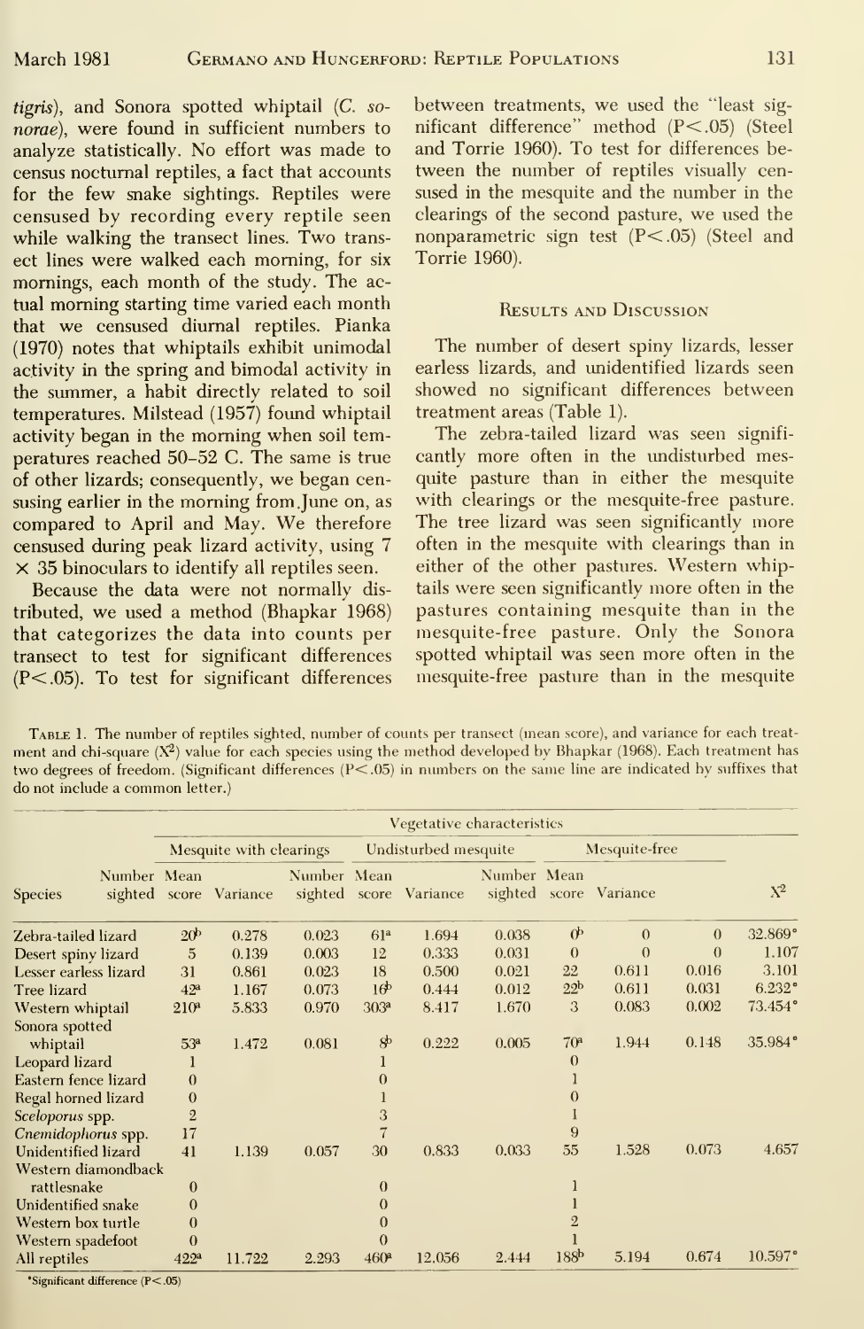*tigris*), and Sonora spotted whiptail (*C. sonorae*), were found in sufficient numbers to analyze statistically. No effort was made to census nocturnal reptiles, a fact that accounts for the few snake sightings. Reptiles were censused by recording every reptile seen while walking the transect lines. Two transect lines were walked each morning, for six mornings, each month of the study. The actual morning starting time varied each month that we censused diurnal reptiles. Pianka (1970) notes that whiptails exhibit unimodal activity in the spring and bimodal activity in the summer, a habit directly related to soil temperatures. Milstead (1957) found whiptail activity began in the morning when soil temperatures reached 50–52 C. The same is true of other lizards; consequently, we began censusing earlier in the morning from June on, as compared to April and May. We therefore censused during peak lizard activity, using 7 × 35 binoculars to identify all reptiles seen.

Because the data were not normally distributed, we used a method (Bhapkar 1968) that categorizes the data into counts per transect to test for significant differences ($P<.05$). To test for significant differences between treatments, we used the "least significant difference" method ($P<.05$) (Steel and Torrie 1960). To test for differences between the number of reptiles visually censused in the mesquite and the number in the clearings of the second pasture, we used the nonparametric sign test ($P<.05$) (Steel and Torrie 1960).

## Results and Discussion

The number of desert spiny lizards, lesser earless lizards, and unidentified lizards seen showed no significant differences between treatment areas (Table 1).

The zebra-tailed lizard was seen significantly more often in the undisturbed mesquite pasture than in either the mesquite with clearings or the mesquite-free pasture. The tree lizard was seen significantly more often in the mesquite with clearings than in either of the other pastures. Western whiptails were seen significantly more often in the pastures containing mesquite than in the mesquite-free pasture. Only the Sonora spotted whiptail was seen more often in the mesquite-free pasture than in the mesquite

Table 1. The number of reptiles sighted, number of counts per transect (mean score), and variance for each treatment and chi-square ($X^2$) value for each species using the method developed by Bhapkar (1968). Each treatment has two degrees of freedom. (Significant differences ($P<.05$) in numbers on the same line are indicated by suffixes that do not include a common letter.)

| | Vegetative characteristics | | | | | | | | | |
|---|---|---|---|---|---|---|---|---|---|---|
| | Mesquite with clearings | | | Undisturbed mesquite | | | Mesquite-free | | | |
| Species | Number sighted | Mean score | Variance | Number sighted | Mean score | Variance | Number sighted | Mean score | Variance | $X^2$ |
| Zebra-tailed lizard | 20[b] | 0.278 | 0.023 | 61[a] | 1.694 | 0.038 | 0[b] | 0 | 0 | 32.869* |
| Desert spiny lizard | 5 | 0.139 | 0.003 | 12 | 0.333 | 0.031 | 0 | 0 | 0 | 1.107 |
| Lesser earless lizard | 31 | 0.861 | 0.023 | 18 | 0.500 | 0.021 | 22 | 0.611 | 0.016 | 3.101 |
| Tree lizard | 42[a] | 1.167 | 0.073 | 16[b] | 0.444 | 0.012 | 22[b] | 0.611 | 0.031 | 6.232* |
| Western whiptail | 210[a] | 5.833 | 0.970 | 303[a] | 8.417 | 1.670 | 3 | 0.083 | 0.002 | 73.454* |
| Sonora spotted whiptail | 53[a] | 1.472 | 0.081 | 8[b] | 0.222 | 0.005 | 70[a] | 1.944 | 0.148 | 35.984* |
| Leopard lizard | 1 | | | 1 | | | 0 | | | |
| Eastern fence lizard | 0 | | | 0 | | | 1 | | | |
| Regal horned lizard | 0 | | | 1 | | | 0 | | | |
| *Sceloporus* spp. | 2 | | | 3 | | | 1 | | | |
| *Cnemidophorus* spp. | 17 | | | 7 | | | 9 | | | |
| Unidentified lizard | 41 | 1.139 | 0.057 | 30 | 0.833 | 0.033 | 55 | 1.528 | 0.073 | 4.657 |
| Western diamondback rattlesnake | 0 | | | 0 | | | 1 | | | |
| Unidentified snake | 0 | | | 0 | | | 1 | | | |
| Western box turtle | 0 | | | 0 | | | 2 | | | |
| Western spadefoot | 0 | | | 0 | | | 1 | | | |
| All reptiles | 422[a] | 11.722 | 2.293 | 460[a] | 12.056 | 2.444 | 188[b] | 5.194 | 0.674 | 10.597* |

*Significant difference ($P<.05$)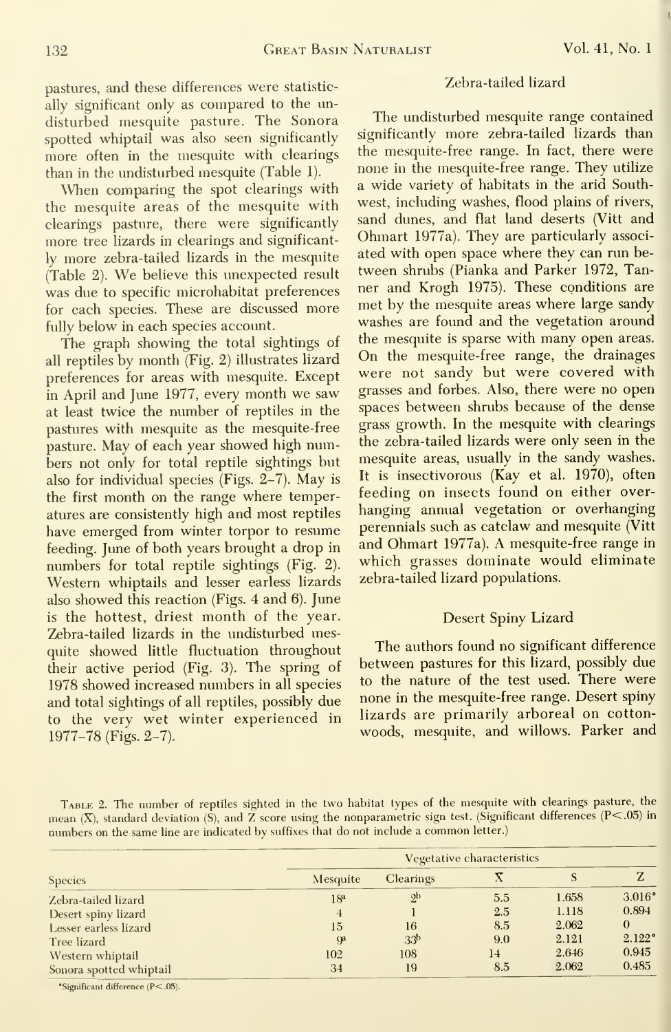pastures, and these differences were statistically significant only as compared to the undisturbed mesquite pasture. The Sonora spotted whiptail was also seen significantly more often in the mesquite with clearings than in the undisturbed mesquite (Table 1).

When comparing the spot clearings with the mesquite areas of the mesquite with clearings pasture, there were significantly more tree lizards in clearings and significantly more zebra-tailed lizards in the mesquite (Table 2). We believe this unexpected result was due to specific microhabitat preferences for each species. These are discussed more fully below in each species account.

The graph showing the total sightings of all reptiles by month (Fig. 2) illustrates lizard preferences for areas with mesquite. Except in April and June 1977, every month we saw at least twice the number of reptiles in the pastures with mesquite as the mesquite-free pasture. May of each year showed high numbers not only for total reptile sightings but also for individual species (Figs. 2–7). May is the first month on the range where temperatures are consistently high and most reptiles have emerged from winter torpor to resume feeding. June of both years brought a drop in numbers for total reptile sightings (Fig. 2). Western whiptails and lesser earless lizards also showed this reaction (Figs. 4 and 6). June is the hottest, driest month of the year. Zebra-tailed lizards in the undisturbed mesquite showed little fluctuation throughout their active period (Fig. 3). The spring of 1978 showed increased numbers in all species and total sightings of all reptiles, possibly due to the very wet winter experienced in 1977–78 (Figs. 2–7).

### Zebra-tailed lizard

The undisturbed mesquite range contained significantly more zebra-tailed lizards than the mesquite-free range. In fact, there were none in the mesquite-free range. They utilize a wide variety of habitats in the arid Southwest, including washes, flood plains of rivers, sand dunes, and flat land deserts (Vitt and Ohmart 1977a). They are particularly associated with open space where they can run between shrubs (Pianka and Parker 1972, Tanner and Krogh 1975). These conditions are met by the mesquite areas where large sandy washes are found and the vegetation around the mesquite is sparse with many open areas. On the mesquite-free range, the drainages were not sandy but were covered with grasses and forbs. Also, there were no open spaces between shrubs because of the dense grass growth. In the mesquite with clearings the zebra-tailed lizards were only seen in the mesquite areas, usually in the sandy washes. It is insectivorous (Kay et al. 1970), often feeding on insects found on either overhanging annual vegetation or overhanging perennials such as catclaw and mesquite (Vitt and Ohmart 1977a). A mesquite-free range in which grasses dominate would eliminate zebra-tailed lizard populations.

### Desert Spiny Lizard

The authors found no significant difference between pastures for this lizard, possibly due to the nature of the test used. There were none in the mesquite-free range. Desert spiny lizards are primarily arboreal on cottonwoods, mesquite, and willows. Parker and

Table 2. The number of reptiles sighted in the two habitat types of the mesquite with clearings pasture, the mean ($\bar{X}$), standard deviation (S), and Z score using the nonparametric sign test. (Significant differences ($P<.05$) in numbers on the same line are indicated by suffixes that do not include a common letter.)

| Species | Vegetative characteristics | | | | |
|---|---|---|---|---|---|
| | Mesquite | Clearings | $\bar{X}$ | S | Z |
| Zebra-tailed lizard | 18[a] | 2[b] | 5.5 | 1.658 | 3.016* |
| Desert spiny lizard | 4 | 1 | 2.5 | 1.118 | 0.894 |
| Lesser earless lizard | 15 | 16 | 8.5 | 2.062 | 0 |
| Tree lizard | 9[a] | 33[b] | 9.0 | 2.121 | 2.122* |
| Western whiptail | 102 | 108 | 14 | 2.646 | 0.945 |
| Sonora spotted whiptail | 34 | 19 | 8.5 | 2.062 | 0.485 |

*Significant difference ($P<.05$).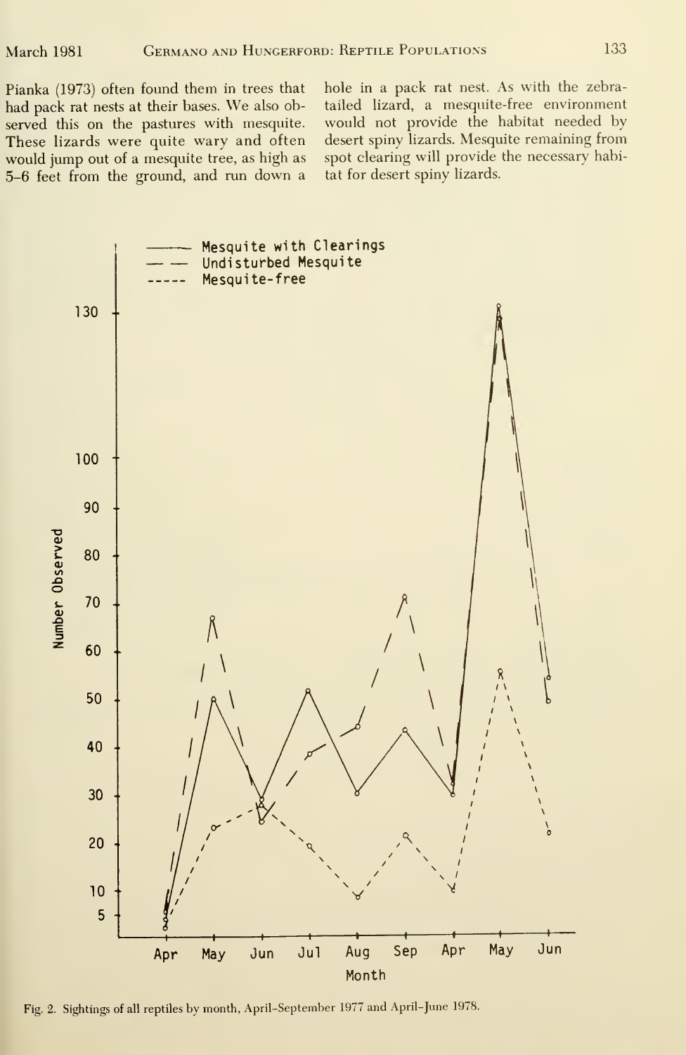Pianka (1973) often found them in trees that had pack rat nests at their bases. We also observed this on the pastures with mesquite. These lizards were quite wary and often would jump out of a mesquite tree, as high as 5–6 feet from the ground, and run down a hole in a pack rat nest. As with the zebra-tailed lizard, a mesquite-free environment would not provide the habitat needed by desert spiny lizards. Mesquite remaining from spot clearing will provide the necessary habitat for desert spiny lizards.

Fig. 2. Sightings of all reptiles by month, April–September 1977 and April–June 1978.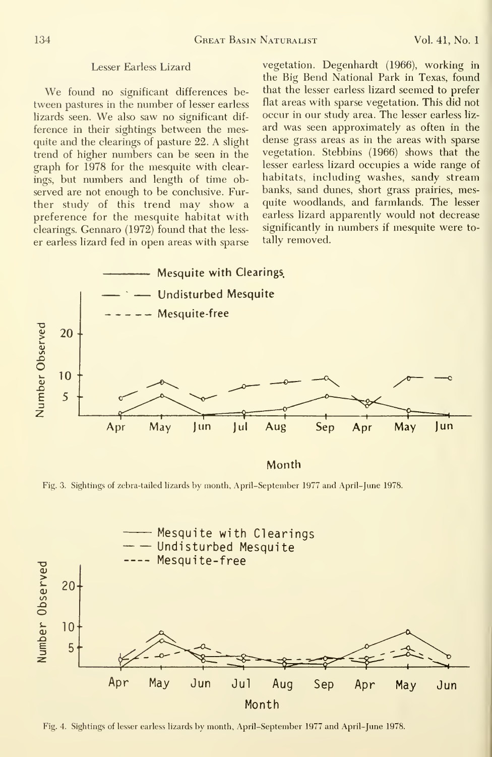### Lesser Earless Lizard

We found no significant differences between pastures in the number of lesser earless lizards seen. We also saw no significant difference in their sightings between the mesquite and the clearings of pasture 22. A slight trend of higher numbers can be seen in the graph for 1978 for the mesquite with clearings, but numbers and length of time observed are not enough to be conclusive. Further study of this trend may show a preference for the mesquite habitat with clearings. Gennaro (1972) found that the lesser earless lizard fed in open areas with sparse vegetation. Degenhardt (1966), working in the Big Bend National Park in Texas, found that the lesser earless lizard seemed to prefer flat areas with sparse vegetation. This did not occur in our study area. The lesser earless lizard was seen approximately as often in the dense grass areas as in the areas with sparse vegetation. Stebbins (1966) shows that the lesser earless lizard occupies a wide range of habitats, including washes, sandy stream banks, sand dunes, short grass prairies, mesquite woodlands, and farmlands. The lesser earless lizard apparently would not decrease significantly in numbers if mesquite were totally removed.

Fig. 3. Sightings of zebra-tailed lizards by month, April–September 1977 and April–June 1978.

Fig. 4. Sightings of lesser earless lizards by month, April–September 1977 and April–June 1978.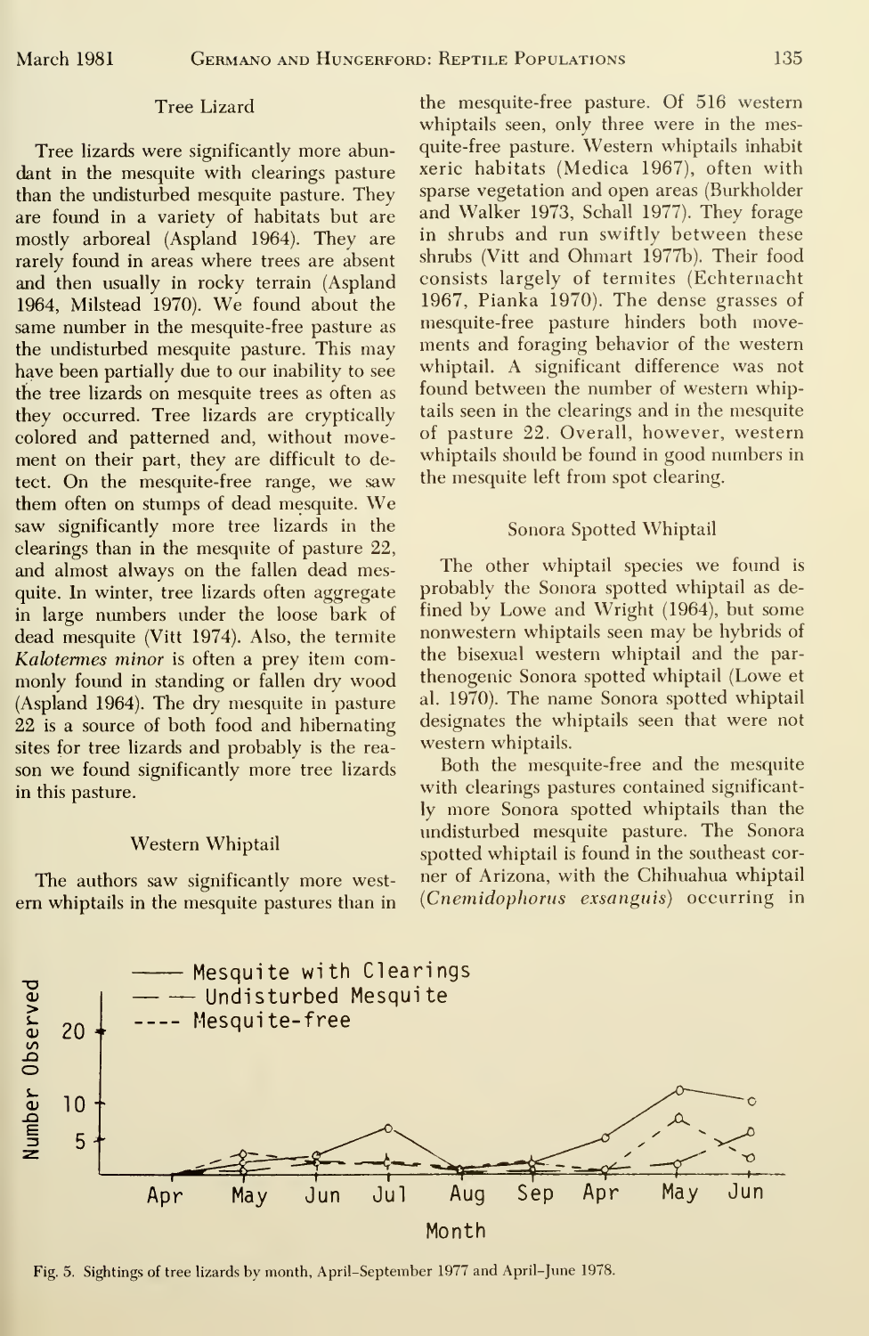### Tree Lizard

Tree lizards were significantly more abundant in the mesquite with clearings pasture than the undisturbed mesquite pasture. They are found in a variety of habitats but are mostly arboreal (Aspland 1964). They are rarely found in areas where trees are absent and then usually in rocky terrain (Aspland 1964, Milstead 1970). We found about the same number in the mesquite-free pasture as the undisturbed mesquite pasture. This may have been partially due to our inability to see the tree lizards on mesquite trees as often as they occurred. Tree lizards are cryptically colored and patterned and, without movement on their part, they are difficult to detect. On the mesquite-free range, we saw them often on stumps of dead mesquite. We saw significantly more tree lizards in the clearings than in the mesquite of pasture 22, and almost always on the fallen dead mesquite. In winter, tree lizards often aggregate in large numbers under the loose bark of dead mesquite (Vitt 1974). Also, the termite *Kalotermes minor* is often a prey item commonly found in standing or fallen dry wood (Aspland 1964). The dry mesquite in pasture 22 is a source of both food and hibernating sites for tree lizards and probably is the reason we found significantly more tree lizards in this pasture.

### Western Whiptail

The authors saw significantly more western whiptails in the mesquite pastures than in the mesquite-free pasture. Of 516 western whiptails seen, only three were in the mesquite-free pasture. Western whiptails inhabit xeric habitats (Medica 1967), often with sparse vegetation and open areas (Burkholder and Walker 1973, Schall 1977). They forage in shrubs and run swiftly between these shrubs (Vitt and Ohmart 1977b). Their food consists largely of termites (Echternacht 1967, Pianka 1970). The dense grasses of mesquite-free pasture hinders both movements and foraging behavior of the western whiptail. A significant difference was not found between the number of western whiptails seen in the clearings and in the mesquite of pasture 22. Overall, however, western whiptails should be found in good numbers in the mesquite left from spot clearing.

### Sonora Spotted Whiptail

The other whiptail species we found is probably the Sonora spotted whiptail as defined by Lowe and Wright (1964), but some nonwestern whiptails seen may be hybrids of the bisexual western whiptail and the parthenogenic Sonora spotted whiptail (Lowe et al. 1970). The name Sonora spotted whiptail designates the whiptails seen that were not western whiptails.

Both the mesquite-free and the mesquite with clearings pastures contained significantly more Sonora spotted whiptails than the undisturbed mesquite pasture. The Sonora spotted whiptail is found in the southeast corner of Arizona, with the Chihuahua whiptail (*Cnemidophorus exsanguis*) occurring in

Fig. 5. Sightings of tree lizards by month, April–September 1977 and April–June 1978.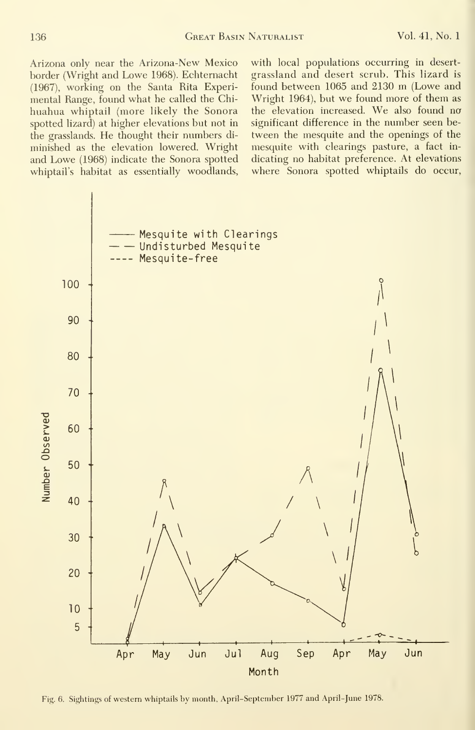Arizona only near the Arizona-New Mexico border (Wright and Lowe 1968). Echternacht (1967), working on the Santa Rita Experimental Range, found what he called the Chihuahua whiptail (more likely the Sonora spotted lizard) at higher elevations but not in the grasslands. He thought their numbers diminished as the elevation lowered. Wright and Lowe (1968) indicate the Sonora spotted whiptail's habitat as essentially woodlands, with local populations occurring in desert-grassland and desert scrub. This lizard is found between 1065 and 2130 m (Lowe and Wright 1964), but we found more of them as the elevation increased. We also found no significant difference in the number seen between the mesquite and the openings of the mesquite with clearings pasture, a fact indicating no habitat preference. At elevations where Sonora spotted whiptails do occur,

Fig. 6. Sightings of western whiptails by month, April–September 1977 and April–June 1978.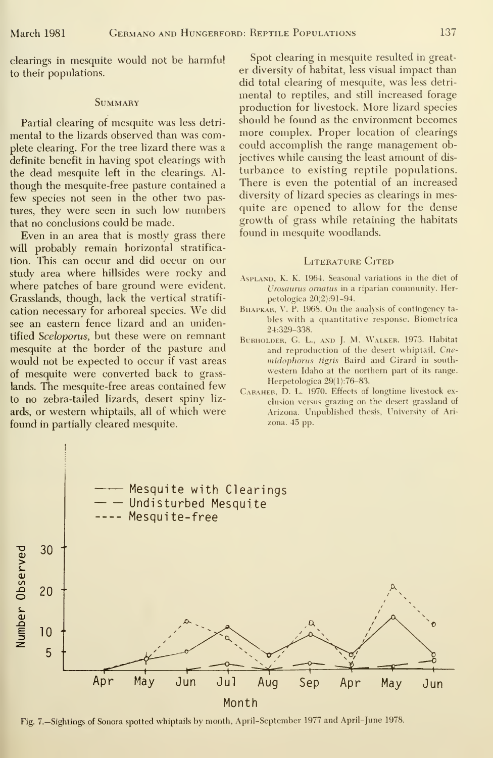clearings in mesquite would not be harmful to their populations.

## Summary

Partial clearing of mesquite was less detrimental to the lizards observed than was complete clearing. For the tree lizard there was a definite benefit in having spot clearings with the dead mesquite left in the clearings. Although the mesquite-free pasture contained a few species not seen in the other two pastures, they were seen in such low numbers that no conclusions could be made.

Even in an area that is mostly grass there will probably remain horizontal stratification. This can occur and did occur on our study area where hillsides were rocky and where patches of bare ground were evident. Grasslands, though, lack the vertical stratification necessary for arboreal species. We did see an eastern fence lizard and an unidentified *Sceloporus*, but these were on remnant mesquite at the border of the pasture and would not be expected to occur if vast areas of mesquite were converted back to grasslands. The mesquite-free areas contained few to no zebra-tailed lizards, desert spiny lizards, or western whiptails, all of which were found in partially cleared mesquite.

Spot clearing in mesquite resulted in greater diversity of habitat, less visual impact than did total clearing of mesquite, was less detrimental to reptiles, and still increased forage production for livestock. More lizard species should be found as the environment becomes more complex. Proper location of clearings could accomplish the range management objectives while causing the least amount of disturbance to existing reptile populations. There is even the potential of an increased diversity of lizard species as clearings in mesquite are opened to allow for the dense growth of grass while retaining the habitats found in mesquite woodlands.

## Literature Cited

Aspland, K. K. 1964. Seasonal variations in the diet of *Urosaurus ornatus* in a riparian community. Herpetologica 20(2):91–94.

Bhapkar, V. P. 1968. On the analysis of contingency tables with a quantitative response. Biometrica 24:329–338.

Burholder, G. L., and J. M. Walker. 1973. Habitat and reproduction of the desert whiptail, *Cnemidophorus tigris* Baird and Girard in southwestern Idaho at the northern part of its range. Herpetologica 29(1):76–83.

Caraher, D. L. 1970. Effects of longtime livestock exclusion versus grazing on the desert grassland of Arizona. Unpublished thesis, University of Arizona. 45 pp.

Fig. 7.—Sightings of Sonora spotted whiptails by month, April–September 1977 and April–June 1978.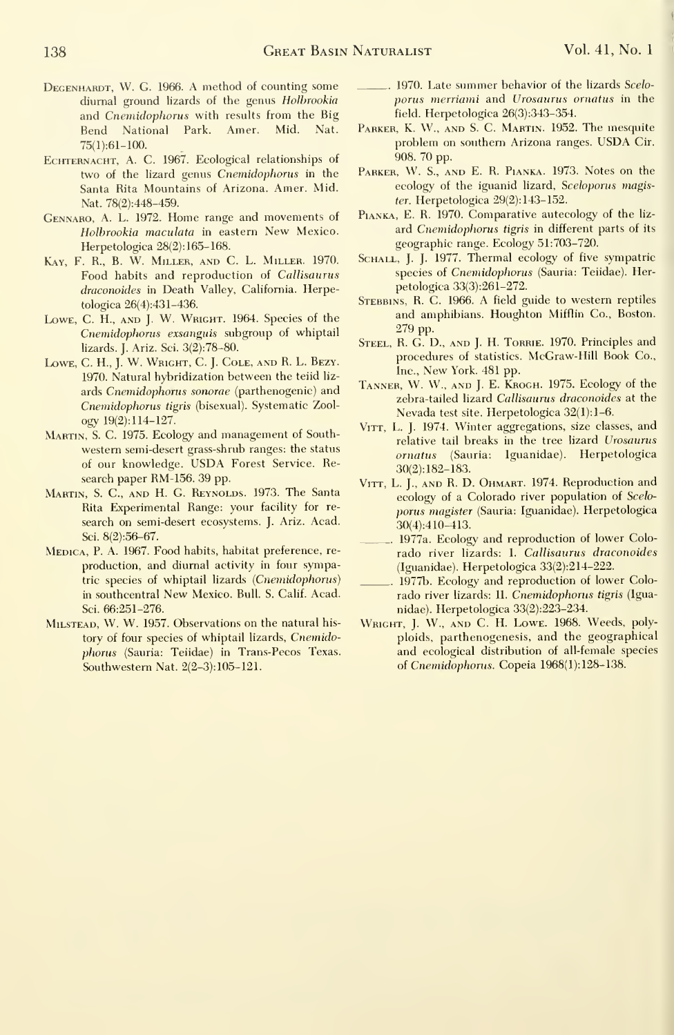Degenhardt, W. G. 1966. A method of counting some diurnal ground lizards of the genus *Holbrookia* and *Cnemidophorus* with results from the Big Bend National Park. Amer. Mid. Nat. 75(1):61–100.

Echternacht, A. C. 1967. Ecological relationships of two of the lizard genus *Cnemidophorus* in the Santa Rita Mountains of Arizona. Amer. Mid. Nat. 78(2):448–459.

Gennaro, A. L. 1972. Home range and movements of *Holbrookia maculata* in eastern New Mexico. Herpetologica 28(2):165–168.

Kay, F. R., B. W. Miller, and C. L. Miller. 1970. Food habits and reproduction of *Callisaurus draconoides* in Death Valley, California. Herpetologica 26(4):431–436.

Lowe, C. H., and J. W. Wright. 1964. Species of the *Cnemidophorus exsanguis* subgroup of whiptail lizards. J. Ariz. Sci. 3(2):78–80.

Lowe, C. H., J. W. Wright, C. J. Cole, and R. L. Bezy. 1970. Natural hybridization between the teiid lizards *Cnemidophorus sonorae* (parthenogenic) and *Cnemidophorus tigris* (bisexual). Systematic Zoology 19(2):114–127.

Martin, S. C. 1975. Ecology and management of Southwestern semi-desert grass-shrub ranges: the status of our knowledge. USDA Forest Service. Research paper RM-156. 39 pp.

Martin, S. C., and H. G. Reynolds. 1973. The Santa Rita Experimental Range: your facility for research on semi-desert ecosystems. J. Ariz. Acad. Sci. 8(2):56–67.

Medica, P. A. 1967. Food habits, habitat preference, reproduction, and diurnal activity in four sympatric species of whiptail lizards (*Cnemidophorus*) in southcentral New Mexico. Bull. S. Calif. Acad. Sci. 66:251–276.

Milstead, W. W. 1957. Observations on the natural history of four species of whiptail lizards, *Cnemidophorus* (Sauria: Teiidae) in Trans-Pecos Texas. Southwestern Nat. 2(2–3):105–121.

______. 1970. Late summer behavior of the lizards *Sceloporus merriami* and *Urosaurus ornatus* in the field. Herpetologica 26(3):343–354.

Parker, K. W., and S. C. Martin. 1952. The mesquite problem on southern Arizona ranges. USDA Cir. 908. 70 pp.

Parker, W. S., and E. R. Pianka. 1973. Notes on the ecology of the iguanid lizard, *Sceloporus magister*. Herpetologica 29(2):143–152.

Pianka, E. R. 1970. Comparative autecology of the lizard *Cnemidophorus tigris* in different parts of its geographic range. Ecology 51:703–720.

Schall, J. J. 1977. Thermal ecology of five sympatric species of *Cnemidophorus* (Sauria: Teiidae). Herpetologica 33(3):261–272.

Stebbins, R. C. 1966. A field guide to western reptiles and amphibians. Houghton Mifflin Co., Boston. 279 pp.

Steel, R. G. D., and J. H. Torrie. 1970. Principles and procedures of statistics. McGraw-Hill Book Co., Inc., New York. 481 pp.

Tanner, W. W., and J. E. Krogh. 1975. Ecology of the zebra-tailed lizard *Callisaurus draconoides* at the Nevada test site. Herpetologica 32(1):1–6.

Vitt, L. J. 1974. Winter aggregations, size classes, and relative tail breaks in the tree lizard *Urosaurus ornatus* (Sauria: Iguanidae). Herpetologica 30(2):182–183.

Vitt, L. J., and R. D. Ohmart. 1974. Reproduction and ecology of a Colorado river population of *Sceloporus magister* (Sauria: Iguanidae). Herpetologica 30(4):410–413.

______. 1977a. Ecology and reproduction of lower Colorado river lizards: I. *Callisaurus draconoides* (Iguanidae). Herpetologica 33(2):214–222.

______. 1977b. Ecology and reproduction of lower Colorado river lizards: II. *Cnemidophorus tigris* (Iguanidae). Herpetologica 33(2):223–234.

Wright, J. W., and C. H. Lowe. 1968. Weeds, polyploids, parthenogenesis, and the geographical and ecological distribution of all-female species of *Cnemidophorus*. Copeia 1968(1):128–138.